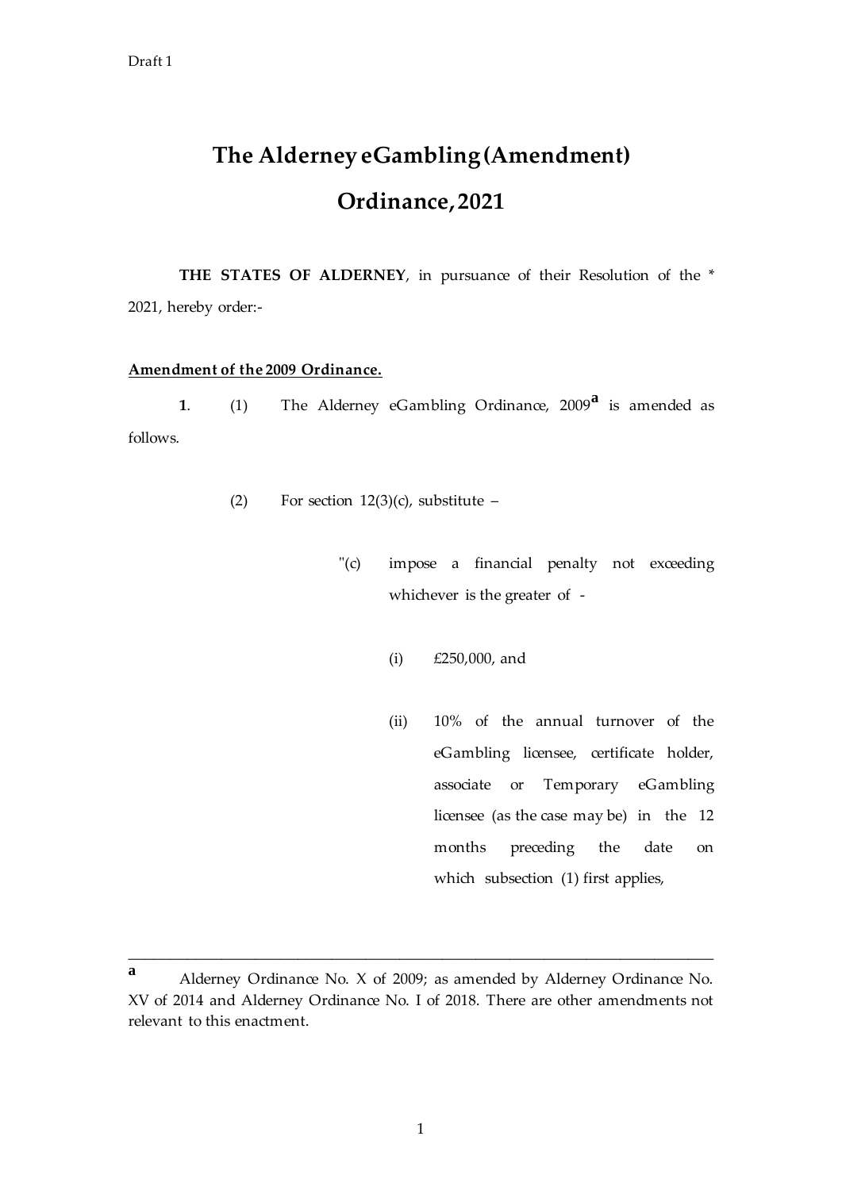Draft 1

# The Alderney eGambling (Amendment) Ordinance, 2021

**THE STATES OF ALDERNEY**, in pursuance of their Resolution of the * 2021, hereby order:-

**Amendment of the 2009 Ordinance.**

**1**. (1) The Alderney eGambling Ordinance, 2009[a] is amended as follows.

(2) For section 12(3)(c), substitute –

"(c) impose a financial penalty not exceeding whichever is the greater of -

(i) £250,000, and

(ii) 10% of the annual turnover of the eGambling licensee, certificate holder, associate or Temporary eGambling licensee (as the case may be) in the 12 months preceding the date on which subsection (1) first applies,

---

[a] Alderney Ordinance No. X of 2009; as amended by Alderney Ordinance No. XV of 2014 and Alderney Ordinance No. I of 2018. There are other amendments not relevant to this enactment.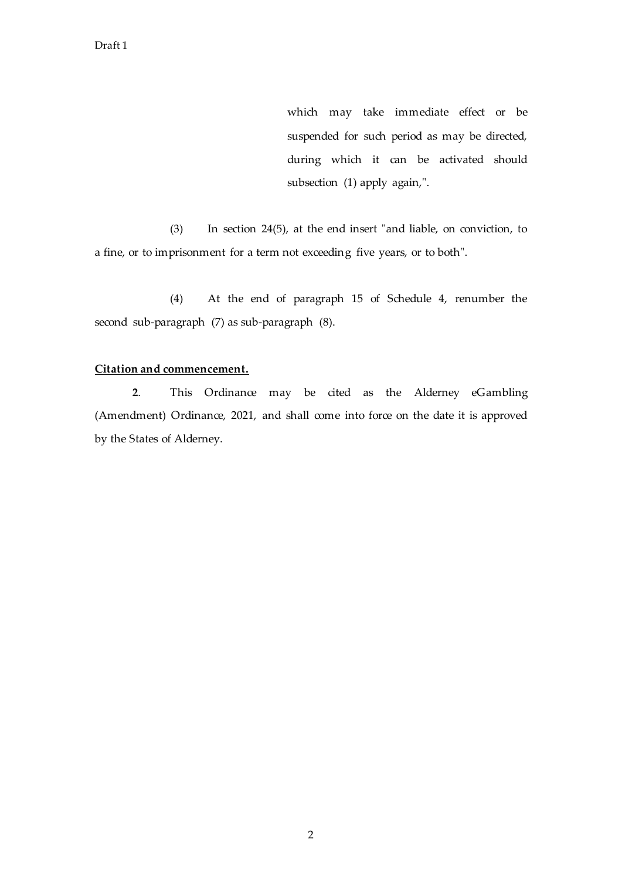which may take immediate effect or be suspended for such period as may be directed, during which it can be activated should subsection (1) apply again,".

(3) In section 24(5), at the end insert "and liable, on conviction, to a fine, or to imprisonment for a term not exceeding five years, or to both".

(4) At the end of paragraph 15 of Schedule 4, renumber the second sub-paragraph (7) as sub-paragraph (8).

**Citation and commencement.**

**2**. This Ordinance may be cited as the Alderney eGambling (Amendment) Ordinance, 2021, and shall come into force on the date it is approved by the States of Alderney.